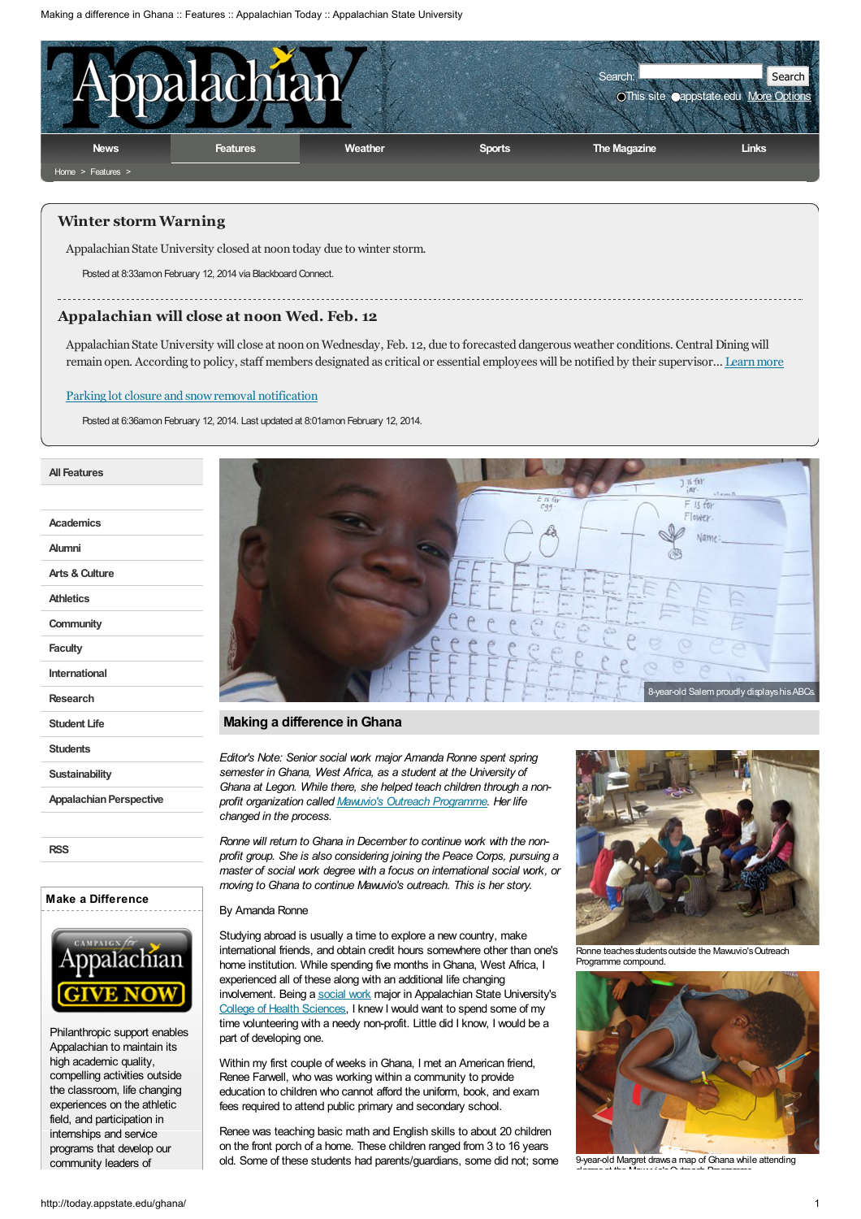# Winter storm Warning

Appalachian State University closed at noon today due to winter storm.

Posted at 8:33am on February 12, 2014 via Blackboard Connect.

## Appalachian will close at noon Wed. Feb. 12

Appalachian State University will close at noon on Wednesday, Feb. 12, due to forecasted dangerous weather conditions. Central Dining will remain open. According to policy, staff members designated as critical or essential employees will be notified by their supervisor... Learn more

Parking lot closure and snow removal notification

Posted at 6:36am on February 12, 2014. Last updated at 8:01am on February 12, 2014.

All Features

- Academics
- Alumni
- Arts & Culture
- Athletics
- Community
- Faculty
- International
- Research
- Student Life
- Students
- Sustainability
- Appalachian Perspective

RSS

**Make a Difference**

Philanthropic support enables Appalachian to maintain its high academic quality, compelling activities outside the classroom, life changing experiences on the athletic field, and participation in internships and service programs that develop our community leaders of

8-year-old Salem proudly displays his ABCs.

## Making a difference in Ghana

*Editor's Note: Senior social work major Amanda Ronne spent spring semester in Ghana, West Africa, as a student at the University of Ghana at Legon. While there, she helped teach children through a non-profit organization called Mawuvio's Outreach Programme. Her life changed in the process.*

*Ronne will return to Ghana in December to continue work with the non-profit group. She is also considering joining the Peace Corps, pursuing a master of social work degree with a focus on international social work, or moving to Ghana to continue Mawuvio's outreach. This is her story.*

By Amanda Ronne

Studying abroad is usually a time to explore a new country, make international friends, and obtain credit hours somewhere other than one's home institution. While spending five months in Ghana, West Africa, I experienced all of these along with an additional life changing involvement. Being a social work major in Appalachian State University's College of Health Sciences, I knew I would want to spend some of my time volunteering with a needy non-profit. Little did I know, I would be a part of developing one.

Within my first couple of weeks in Ghana, I met an American friend, Renee Farwell, who was working within a community to provide education to children who cannot afford the uniform, book, and exam fees required to attend public primary and secondary school.

Renee was teaching basic math and English skills to about 20 children on the front porch of a home. These children ranged from 3 to 16 years old. Some of these students had parents/guardians, some did not; some

Ronne teaches students outside the Mawuvio's Outreach Programme compound.

9-year-old Margret draws a map of Ghana while attending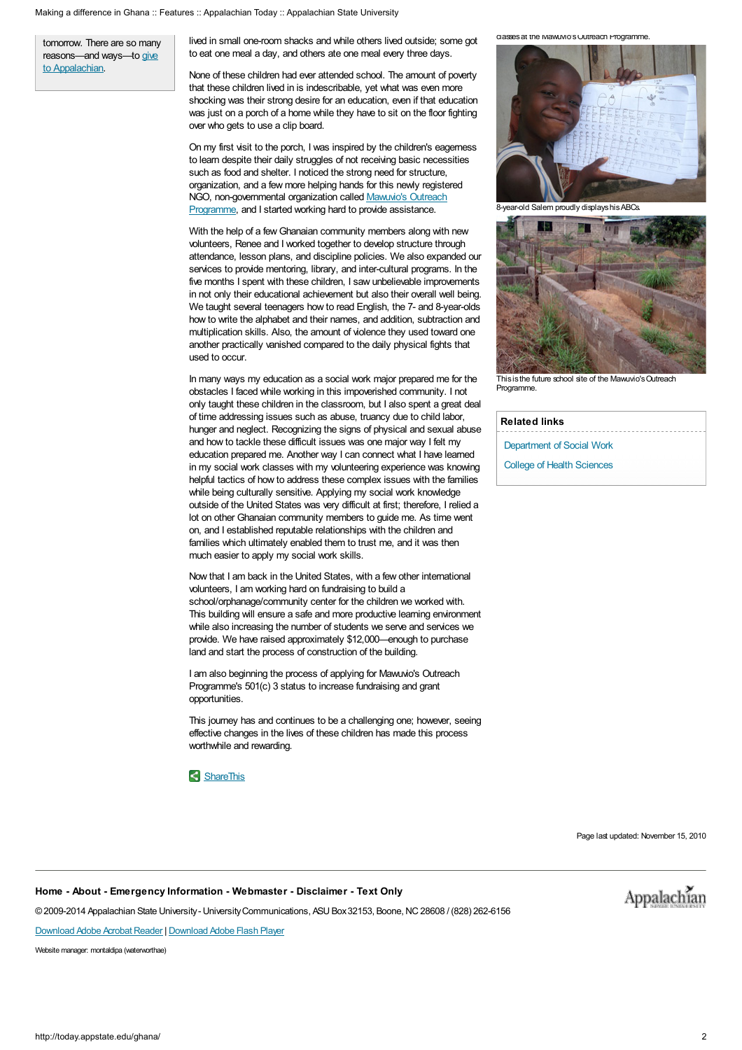tomorrow. There are so many reasons—and ways—to give to Appalachian.

lived in small one-room shacks and while others lived outside; some got to eat one meal a day, and others ate one meal every three days.

None of these children had ever attended school. The amount of poverty that these children lived in is indescribable, yet what was even more shocking was their strong desire for an education, even if that education was just on a porch of a home while they have to sit on the floor fighting over who gets to use a clip board.

On my first visit to the porch, I was inspired by the children's eagerness to learn despite their daily struggles of not receiving basic necessities such as food and shelter. I noticed the strong need for structure, organization, and a few more helping hands for this newly registered NGO, non-governmental organization called Mawuvio's Outreach Programme, and I started working hard to provide assistance.

With the help of a few Ghanaian community members along with new volunteers, Renee and I worked together to develop structure through attendance, lesson plans, and discipline policies. We also expanded our services to provide mentoring, library, and inter-cultural programs. In the five months I spent with these children, I saw unbelievable improvements in not only their educational achievement but also their overall well being. We taught several teenagers how to read English, the 7- and 8-year-olds how to write the alphabet and their names, and addition, subtraction and multiplication skills. Also, the amount of violence they used toward one another practically vanished compared to the daily physical fights that used to occur.

In many ways my education as a social work major prepared me for the obstacles I faced while working in this impoverished community. I not only taught these children in the classroom, but I also spent a great deal of time addressing issues such as abuse, truancy due to child labor, hunger and neglect. Recognizing the signs of physical and sexual abuse and how to tackle these difficult issues was one major way I felt my education prepared me. Another way I can connect what I have learned in my social work classes with my volunteering experience was knowing helpful tactics of how to address these complex issues with the families while being culturally sensitive. Applying my social work knowledge outside of the United States was very difficult at first; therefore, I relied a lot on other Ghanaian community members to guide me. As time went on, and I established reputable relationships with the children and families which ultimately enabled them to trust me, and it was then much easier to apply my social work skills.

Now that I am back in the United States, with a few other international volunteers, I am working hard on fundraising to build a school/orphanage/community center for the children we worked with. This building will ensure a safe and more productive learning environment while also increasing the number of students we serve and services we provide. We have raised approximately $12,000—enough to purchase land and start the process of construction of the building.

I am also beginning the process of applying for Mawuvio's Outreach Programme's 501(c) 3 status to increase fundraising and grant opportunities.

This journey has and continues to be a challenging one; however, seeing effective changes in the lives of these children has made this process worthwhile and rewarding.

ShareThis

classes at the Mawuvio's Outreach Programme.

8-year-old Salem proudly displays his ABCs.

This is the future school site of the Mawuvio's Outreach Programme.

**Related links**

- Department of Social Work
- College of Health Sciences

Page last updated: November 15, 2010

**Home - About - Emergency Information - Webmaster - Disclaimer - Text Only**

© 2009-2014 Appalachian State University - University Communications, ASU Box 32153, Boone, NC 28608 / (828) 262-6156

Download Adobe Acrobat Reader | Download Adobe Flash Player

Website manager: montaldipa (waterworthae)